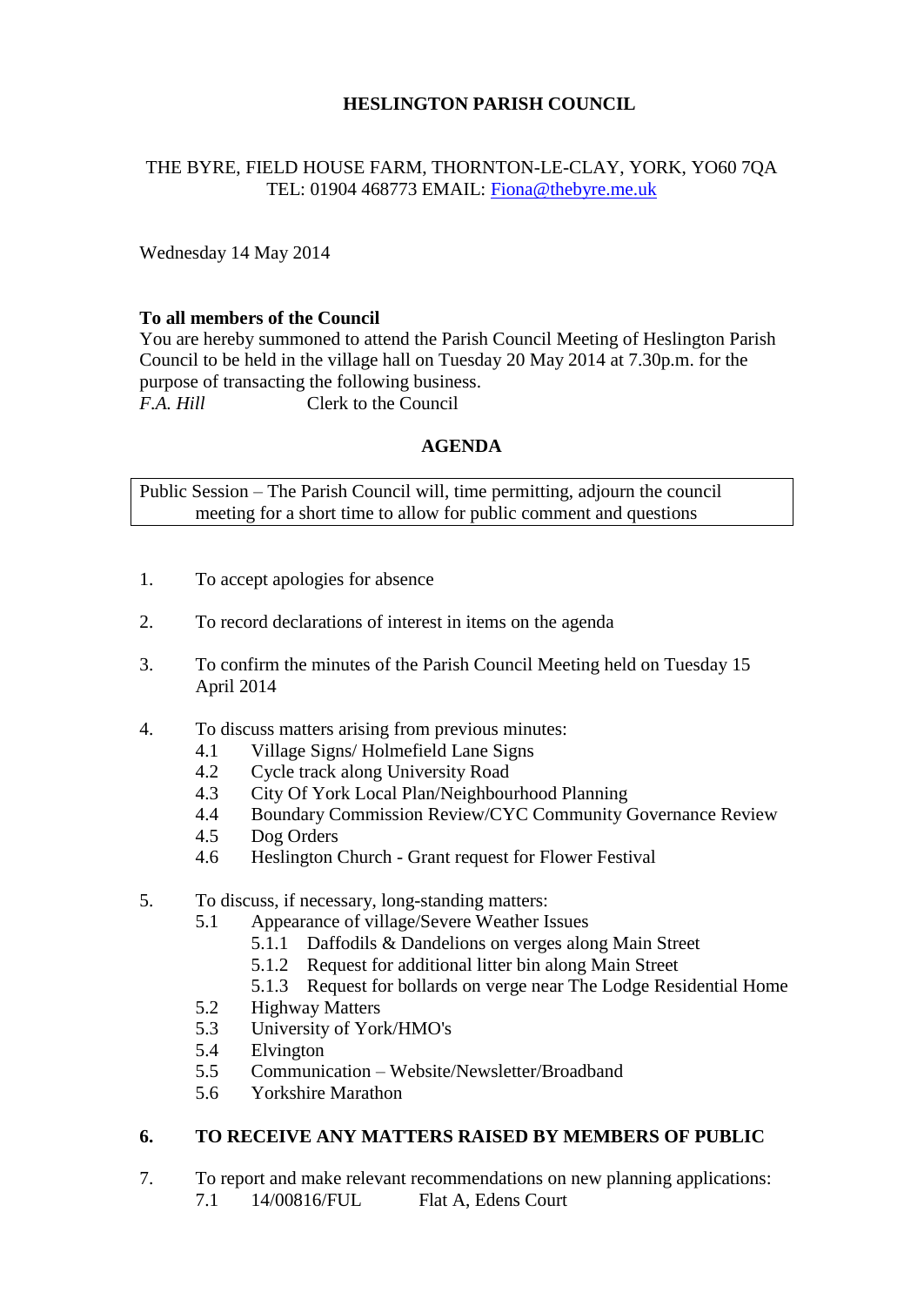# HESLINGTON PARISH COUNCIL

THE BYRE, FIELD HOUSE FARM, THORNTON-LE-CLAY, YORK, YO60 7QA
TEL: 01904 468773 EMAIL: Fiona@thebyre.me.uk

Wednesday 14 May 2014

**To all members of the Council**
You are hereby summoned to attend the Parish Council Meeting of Heslington Parish Council to be held in the village hall on Tuesday 20 May 2014 at 7.30p.m. for the purpose of transacting the following business.
*F.A. Hill* Clerk to the Council

## AGENDA

Public Session – The Parish Council will, time permitting, adjourn the council meeting for a short time to allow for public comment and questions

1. To accept apologies for absence

2. To record declarations of interest in items on the agenda

3. To confirm the minutes of the Parish Council Meeting held on Tuesday 15 April 2014

4. To discuss matters arising from previous minutes:
   - 4.1 Village Signs/ Holmefield Lane Signs
   - 4.2 Cycle track along University Road
   - 4.3 City Of York Local Plan/Neighbourhood Planning
   - 4.4 Boundary Commission Review/CYC Community Governance Review
   - 4.5 Dog Orders
   - 4.6 Heslington Church - Grant request for Flower Festival

5. To discuss, if necessary, long-standing matters:
   - 5.1 Appearance of village/Severe Weather Issues
     - 5.1.1 Daffodils & Dandelions on verges along Main Street
     - 5.1.2 Request for additional litter bin along Main Street
     - 5.1.3 Request for bollards on verge near The Lodge Residential Home
   - 5.2 Highway Matters
   - 5.3 University of York/HMO's
   - 5.4 Elvington
   - 5.5 Communication – Website/Newsletter/Broadband
   - 5.6 Yorkshire Marathon

6. **TO RECEIVE ANY MATTERS RAISED BY MEMBERS OF PUBLIC**

7. To report and make relevant recommendations on new planning applications:
   - 7.1 14/00816/FUL Flat A, Edens Court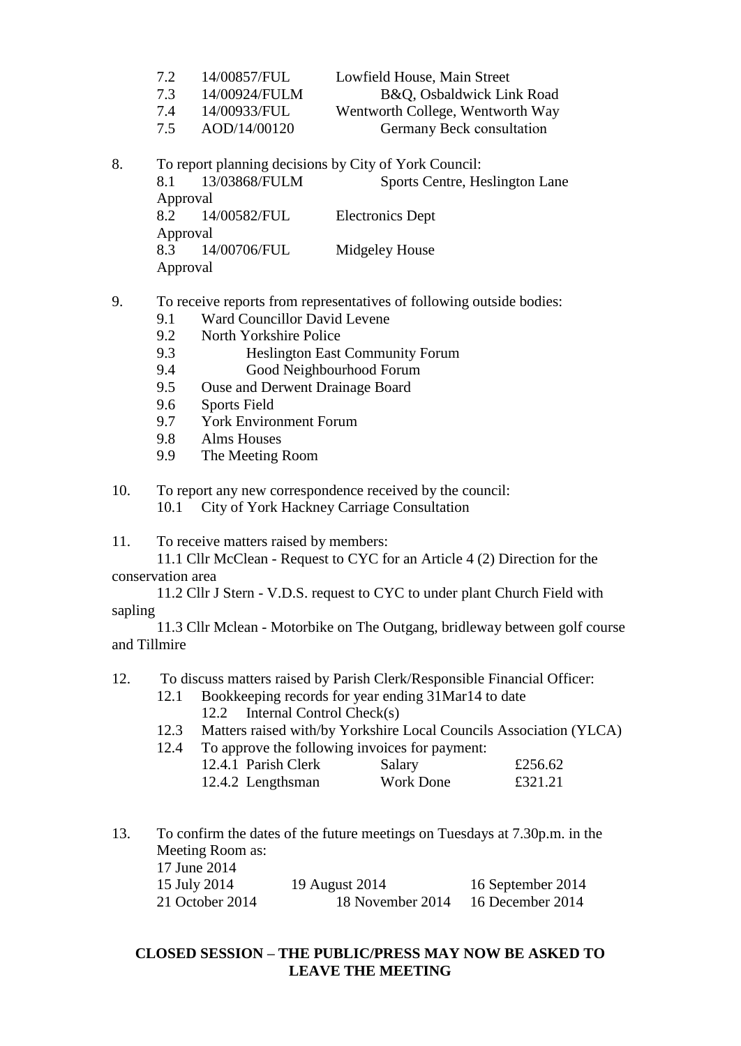7.2 14/00857/FUL Lowfield House, Main Street
7.3 14/00924/FULM B&Q, Osbaldwick Link Road
7.4 14/00933/FUL Wentworth College, Wentworth Way
7.5 AOD/14/00120 Germany Beck consultation

8. To report planning decisions by City of York Council:
   8.1 13/03868/FULM Sports Centre, Heslington Lane
   Approval
   8.2 14/00582/FUL Electronics Dept
   Approval
   8.3 14/00706/FUL Midgeley House
   Approval

9. To receive reports from representatives of following outside bodies:
   9.1 Ward Councillor David Levene
   9.2 North Yorkshire Police
   9.3 Heslington East Community Forum
   9.4 Good Neighbourhood Forum
   9.5 Ouse and Derwent Drainage Board
   9.6 Sports Field
   9.7 York Environment Forum
   9.8 Alms Houses
   9.9 The Meeting Room

10. To report any new correspondence received by the council:
    10.1 City of York Hackney Carriage Consultation

11. To receive matters raised by members:
    11.1 Cllr McClean - Request to CYC for an Article 4 (2) Direction for the conservation area
    11.2 Cllr J Stern - V.D.S. request to CYC to under plant Church Field with sapling
    11.3 Cllr Mclean - Motorbike on The Outgang, bridleway between golf course and Tillmire

12. To discuss matters raised by Parish Clerk/Responsible Financial Officer:
    12.1 Bookkeeping records for year ending 31Mar14 to date
    12.2 Internal Control Check(s)
    12.3 Matters raised with/by Yorkshire Local Councils Association (YLCA)
    12.4 To approve the following invoices for payment:

| | | |
|---|---|---|
| 12.4.1 Parish Clerk | Salary | £256.62 |
| 12.4.2 Lengthsman | Work Done | £321.21 |

13. To confirm the dates of the future meetings on Tuesdays at 7.30p.m. in the Meeting Room as:
    17 June 2014
    15 July 2014 19 August 2014 16 September 2014
    21 October 2014 18 November 2014 16 December 2014

**CLOSED SESSION – THE PUBLIC/PRESS MAY NOW BE ASKED TO LEAVE THE MEETING**